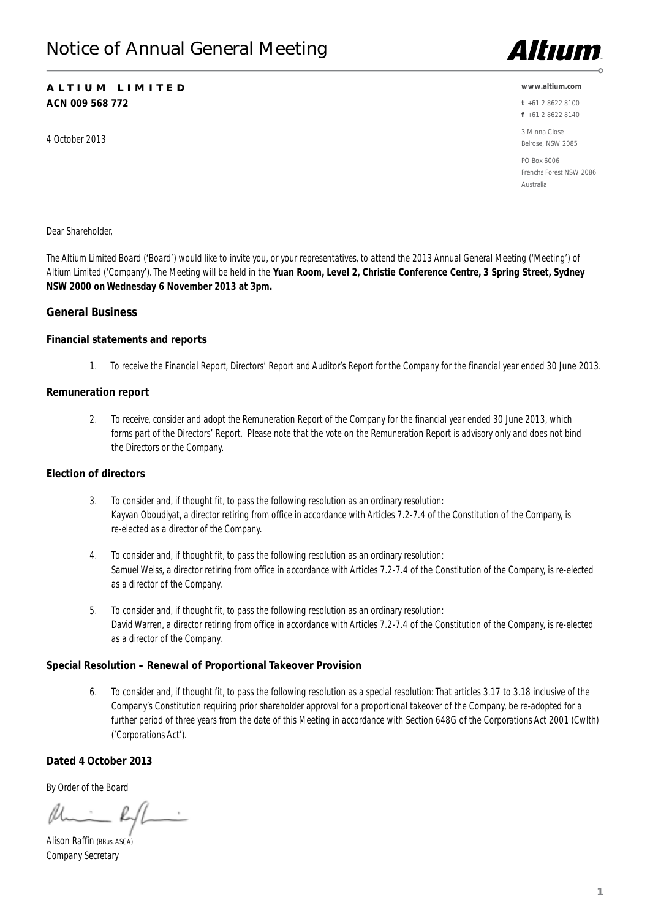# Notice of Annual General Meeting

**ALTIUM LIMITED**
**ACN 009 568 772**

4 October 2013

**www.altium.com**

**t** +61 2 8622 8100
**f** +61 2 8622 8140

3 Minna Close
Belrose, NSW 2085

PO Box 6006
Frenchs Forest NSW 2086
Australia

Dear Shareholder,

The Altium Limited Board ('Board') would like to invite you, or your representatives, to attend the 2013 Annual General Meeting ('Meeting') of Altium Limited ('Company'). The Meeting will be held in the **Yuan Room, Level 2, Christie Conference Centre, 3 Spring Street, Sydney NSW 2000 on Wednesday 6 November 2013 at 3pm.**

## General Business

### Financial statements and reports

1. To receive the Financial Report, Directors' Report and Auditor's Report for the Company for the financial year ended 30 June 2013.

### Remuneration report

2. To receive, consider and adopt the Remuneration Report of the Company for the financial year ended 30 June 2013, which forms part of the Directors' Report. Please note that the vote on the Remuneration Report is advisory only and does not bind the Directors or the Company.

### Election of directors

3. To consider and, if thought fit, to pass the following resolution as an ordinary resolution:
   Kayvan Oboudiyat, a director retiring from office in accordance with Articles 7.2-7.4 of the Constitution of the Company, is re-elected as a director of the Company.

4. To consider and, if thought fit, to pass the following resolution as an ordinary resolution:
   Samuel Weiss, a director retiring from office in accordance with Articles 7.2-7.4 of the Constitution of the Company, is re-elected as a director of the Company.

5. To consider and, if thought fit, to pass the following resolution as an ordinary resolution:
   David Warren, a director retiring from office in accordance with Articles 7.2-7.4 of the Constitution of the Company, is re-elected as a director of the Company.

### Special Resolution – Renewal of Proportional Takeover Provision

6. To consider and, if thought fit, to pass the following resolution as a special resolution: That articles 3.17 to 3.18 inclusive of the Company's Constitution requiring prior shareholder approval for a proportional takeover of the Company, be re-adopted for a further period of three years from the date of this Meeting in accordance with Section 648G of the Corporations Act 2001 (Cwlth) ('Corporations Act').

**Dated 4 October 2013**

By Order of the Board

Alison Raffin (BBus, ASCA)
Company Secretary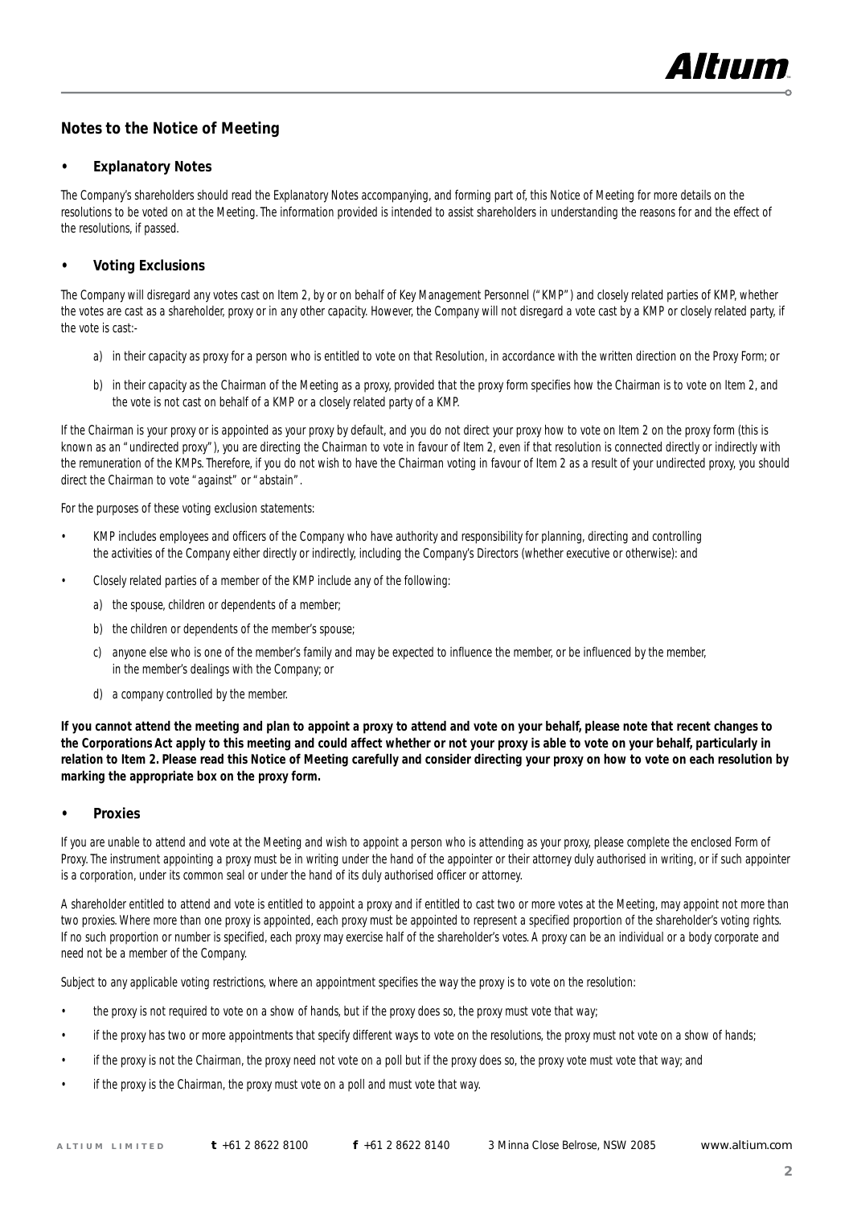## Notes to the Notice of Meeting

### • Explanatory Notes

The Company's shareholders should read the Explanatory Notes accompanying, and forming part of, this Notice of Meeting for more details on the resolutions to be voted on at the Meeting. The information provided is intended to assist shareholders in understanding the reasons for and the effect of the resolutions, if passed.

### • Voting Exclusions

The Company will disregard any votes cast on Item 2, by or on behalf of Key Management Personnel ("KMP") and closely related parties of KMP, whether the votes are cast as a shareholder, proxy or in any other capacity. However, the Company will not disregard a vote cast by a KMP or closely related party, if the vote is cast:-

a) in their capacity as proxy for a person who is entitled to vote on that Resolution, in accordance with the written direction on the Proxy Form; or

b) in their capacity as the Chairman of the Meeting as a proxy, provided that the proxy form specifies how the Chairman is to vote on Item 2, and the vote is not cast on behalf of a KMP or a closely related party of a KMP.

If the Chairman is your proxy or is appointed as your proxy by default, and you do not direct your proxy how to vote on Item 2 on the proxy form (this is known as an "undirected proxy"), you are directing the Chairman to vote in favour of Item 2, even if that resolution is connected directly or indirectly with the remuneration of the KMPs. Therefore, if you do not wish to have the Chairman voting in favour of Item 2 as a result of your undirected proxy, you should direct the Chairman to vote "against" or "abstain".

For the purposes of these voting exclusion statements:

- KMP includes employees and officers of the Company who have authority and responsibility for planning, directing and controlling the activities of the Company either directly or indirectly, including the Company's Directors (whether executive or otherwise): and
- Closely related parties of a member of the KMP include any of the following:
  a) the spouse, children or dependents of a member;
  b) the children or dependents of the member's spouse;
  c) anyone else who is one of the member's family and may be expected to influence the member, or be influenced by the member, in the member's dealings with the Company; or
  d) a company controlled by the member.

**If you cannot attend the meeting and plan to appoint a proxy to attend and vote on your behalf, please note that recent changes to the Corporations Act apply to this meeting and could affect whether or not your proxy is able to vote on your behalf, particularly in relation to Item 2. Please read this Notice of Meeting carefully and consider directing your proxy on how to vote on each resolution by marking the appropriate box on the proxy form.**

### • Proxies

If you are unable to attend and vote at the Meeting and wish to appoint a person who is attending as your proxy, please complete the enclosed Form of Proxy. The instrument appointing a proxy must be in writing under the hand of the appointer or their attorney duly authorised in writing, or if such appointer is a corporation, under its common seal or under the hand of its duly authorised officer or attorney.

A shareholder entitled to attend and vote is entitled to appoint a proxy and if entitled to cast two or more votes at the Meeting, may appoint not more than two proxies. Where more than one proxy is appointed, each proxy must be appointed to represent a specified proportion of the shareholder's voting rights. If no such proportion or number is specified, each proxy may exercise half of the shareholder's votes. A proxy can be an individual or a body corporate and need not be a member of the Company.

Subject to any applicable voting restrictions, where an appointment specifies the way the proxy is to vote on the resolution:

- the proxy is not required to vote on a show of hands, but if the proxy does so, the proxy must vote that way;
- if the proxy has two or more appointments that specify different ways to vote on the resolutions, the proxy must not vote on a show of hands;
- if the proxy is not the Chairman, the proxy need not vote on a poll but if the proxy does so, the proxy vote must vote that way; and
- if the proxy is the Chairman, the proxy must vote on a poll and must vote that way.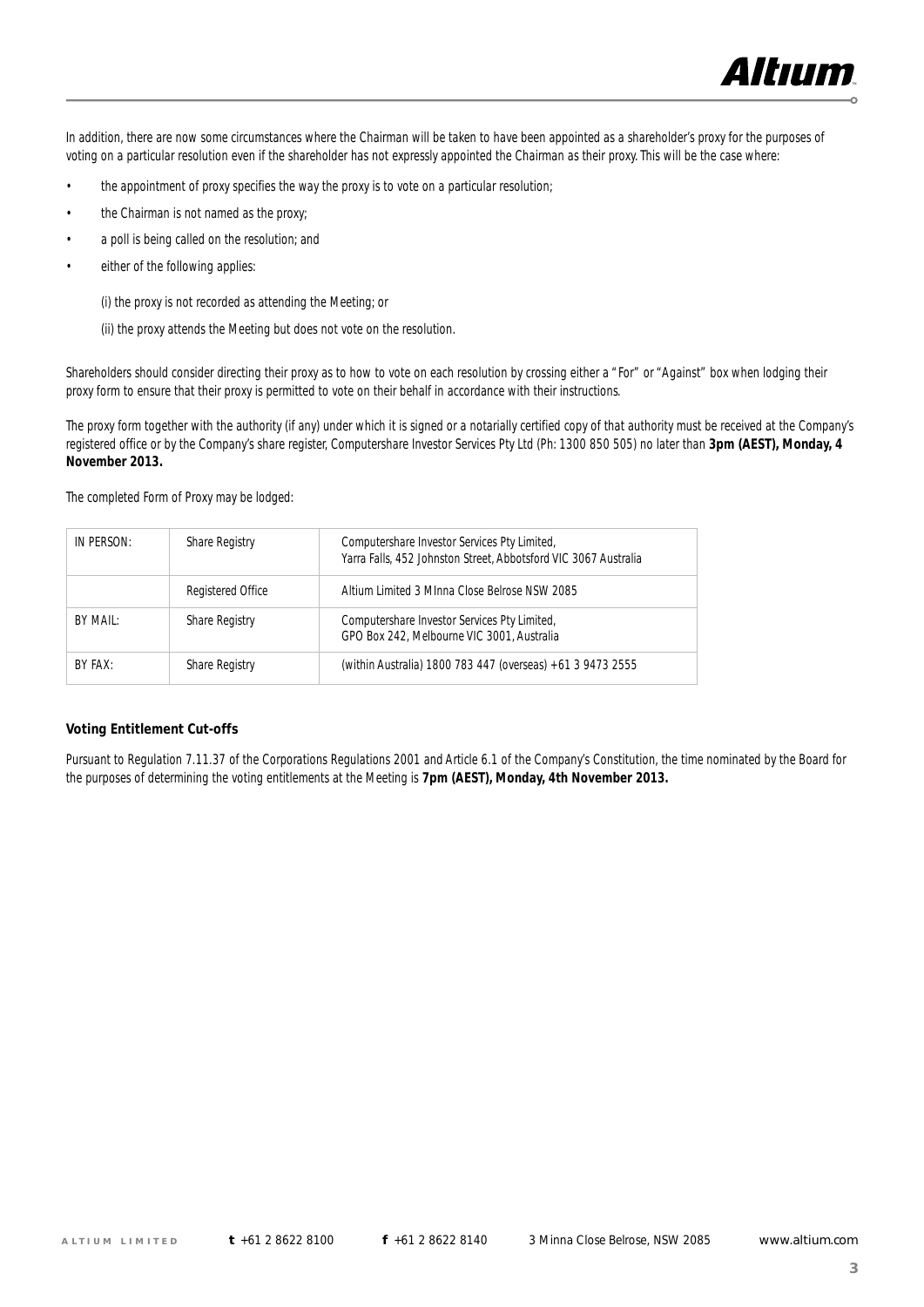In addition, there are now some circumstances where the Chairman will be taken to have been appointed as a shareholder's proxy for the purposes of voting on a particular resolution even if the shareholder has not expressly appointed the Chairman as their proxy. This will be the case where:

- the appointment of proxy specifies the way the proxy is to vote on a particular resolution;
- the Chairman is not named as the proxy;
- a poll is being called on the resolution; and
- either of the following applies:

  (i) the proxy is not recorded as attending the Meeting; or

  (ii) the proxy attends the Meeting but does not vote on the resolution.

Shareholders should consider directing their proxy as to how to vote on each resolution by crossing either a "For" or "Against" box when lodging their proxy form to ensure that their proxy is permitted to vote on their behalf in accordance with their instructions.

The proxy form together with the authority (if any) under which it is signed or a notarially certified copy of that authority must be received at the Company's registered office or by the Company's share register, Computershare Investor Services Pty Ltd (Ph: 1300 850 505) no later than **3pm (AEST), Monday, 4 November 2013.**

The completed Form of Proxy may be lodged:

| IN PERSON: | Share Registry | Computershare Investor Services Pty Limited, Yarra Falls, 452 Johnston Street, Abbotsford VIC 3067 Australia |
|---|---|---|
| | Registered Office | Altium Limited 3 MInna Close Belrose NSW 2085 |
| BY MAIL: | Share Registry | Computershare Investor Services Pty Limited, GPO Box 242, Melbourne VIC 3001, Australia |
| BY FAX: | Share Registry | (within Australia) 1800 783 447 (overseas) +61 3 9473 2555 |

**Voting Entitlement Cut-offs**

Pursuant to Regulation 7.11.37 of the Corporations Regulations 2001 and Article 6.1 of the Company's Constitution, the time nominated by the Board for the purposes of determining the voting entitlements at the Meeting is **7pm (AEST), Monday, 4th November 2013.**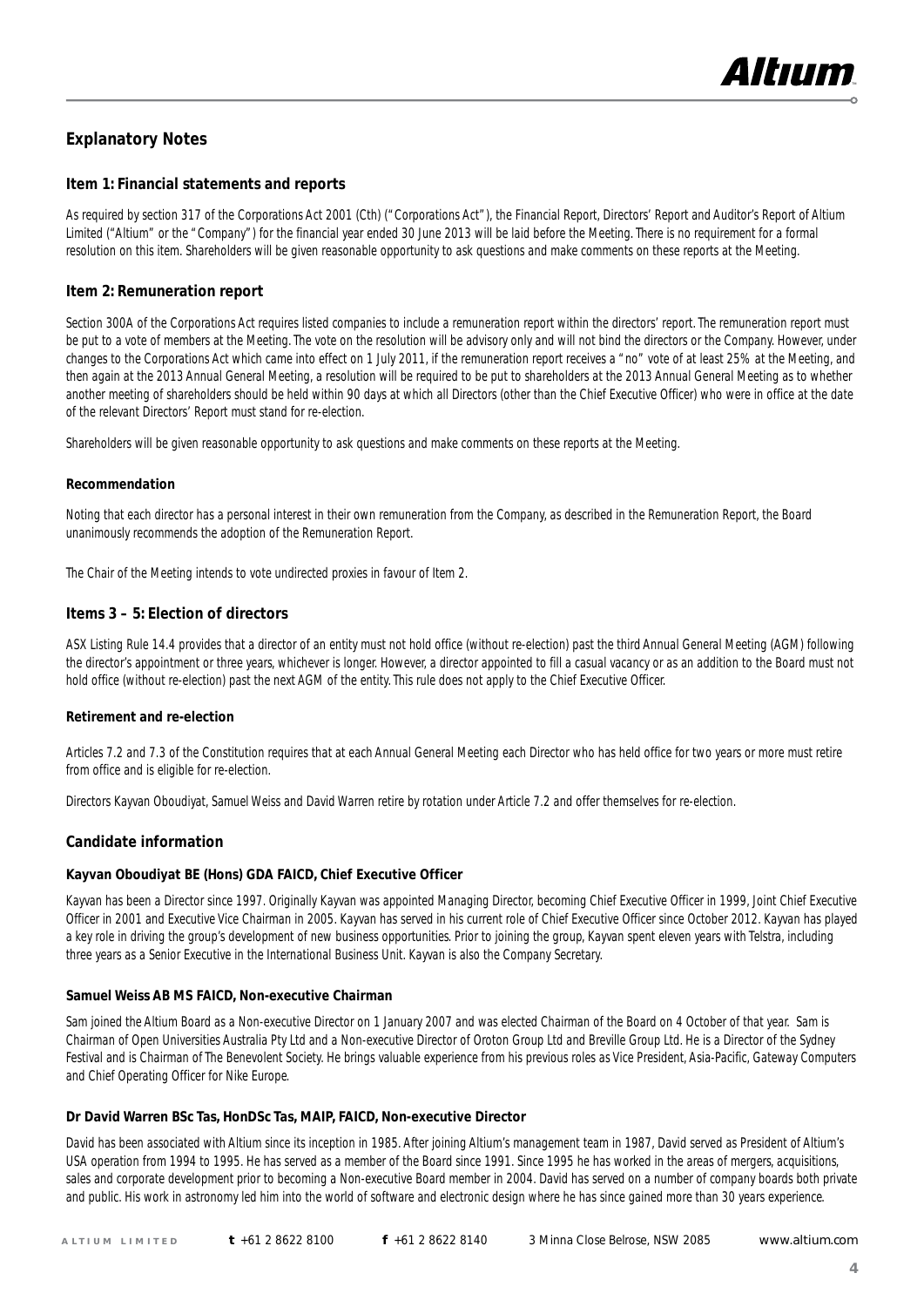## Explanatory Notes

### Item 1: Financial statements and reports

As required by section 317 of the Corporations Act 2001 (Cth) ("Corporations Act"), the Financial Report, Directors' Report and Auditor's Report of Altium Limited ("Altium" or the "Company") for the financial year ended 30 June 2013 will be laid before the Meeting. There is no requirement for a formal resolution on this item. Shareholders will be given reasonable opportunity to ask questions and make comments on these reports at the Meeting.

### Item 2: Remuneration report

Section 300A of the Corporations Act requires listed companies to include a remuneration report within the directors' report. The remuneration report must be put to a vote of members at the Meeting. The vote on the resolution will be advisory only and will not bind the directors or the Company. However, under changes to the Corporations Act which came into effect on 1 July 2011, if the remuneration report receives a "no" vote of at least 25% at the Meeting, and then again at the 2013 Annual General Meeting, a resolution will be required to be put to shareholders at the 2013 Annual General Meeting as to whether another meeting of shareholders should be held within 90 days at which all Directors (other than the Chief Executive Officer) who were in office at the date of the relevant Directors' Report must stand for re-election.

Shareholders will be given reasonable opportunity to ask questions and make comments on these reports at the Meeting.

#### Recommendation

Noting that each director has a personal interest in their own remuneration from the Company, as described in the Remuneration Report, the Board unanimously recommends the adoption of the Remuneration Report.

The Chair of the Meeting intends to vote undirected proxies in favour of Item 2.

### Items 3 – 5: Election of directors

ASX Listing Rule 14.4 provides that a director of an entity must not hold office (without re-election) past the third Annual General Meeting (AGM) following the director's appointment or three years, whichever is longer. However, a director appointed to fill a casual vacancy or as an addition to the Board must not hold office (without re-election) past the next AGM of the entity. This rule does not apply to the Chief Executive Officer.

#### Retirement and re-election

Articles 7.2 and 7.3 of the Constitution requires that at each Annual General Meeting each Director who has held office for two years or more must retire from office and is eligible for re-election.

Directors Kayvan Oboudiyat, Samuel Weiss and David Warren retire by rotation under Article 7.2 and offer themselves for re-election.

### Candidate information

#### Kayvan Oboudiyat BE (Hons) GDA FAICD, Chief Executive Officer

Kayvan has been a Director since 1997. Originally Kayvan was appointed Managing Director, becoming Chief Executive Officer in 1999, Joint Chief Executive Officer in 2001 and Executive Vice Chairman in 2005. Kayvan has served in his current role of Chief Executive Officer since October 2012. Kayvan has played a key role in driving the group's development of new business opportunities. Prior to joining the group, Kayvan spent eleven years with Telstra, including three years as a Senior Executive in the International Business Unit. Kayvan is also the Company Secretary.

#### Samuel Weiss AB MS FAICD, Non-executive Chairman

Sam joined the Altium Board as a Non-executive Director on 1 January 2007 and was elected Chairman of the Board on 4 October of that year. Sam is Chairman of Open Universities Australia Pty Ltd and a Non-executive Director of Oroton Group Ltd and Breville Group Ltd. He is a Director of the Sydney Festival and is Chairman of The Benevolent Society. He brings valuable experience from his previous roles as Vice President, Asia-Pacific, Gateway Computers and Chief Operating Officer for Nike Europe.

#### Dr David Warren BSc Tas, HonDSc Tas, MAIP, FAICD, Non-executive Director

David has been associated with Altium since its inception in 1985. After joining Altium's management team in 1987, David served as President of Altium's USA operation from 1994 to 1995. He has served as a member of the Board since 1991. Since 1995 he has worked in the areas of mergers, acquisitions, sales and corporate development prior to becoming a Non-executive Board member in 2004. David has served on a number of company boards both private and public. His work in astronomy led him into the world of software and electronic design where he has since gained more than 30 years experience.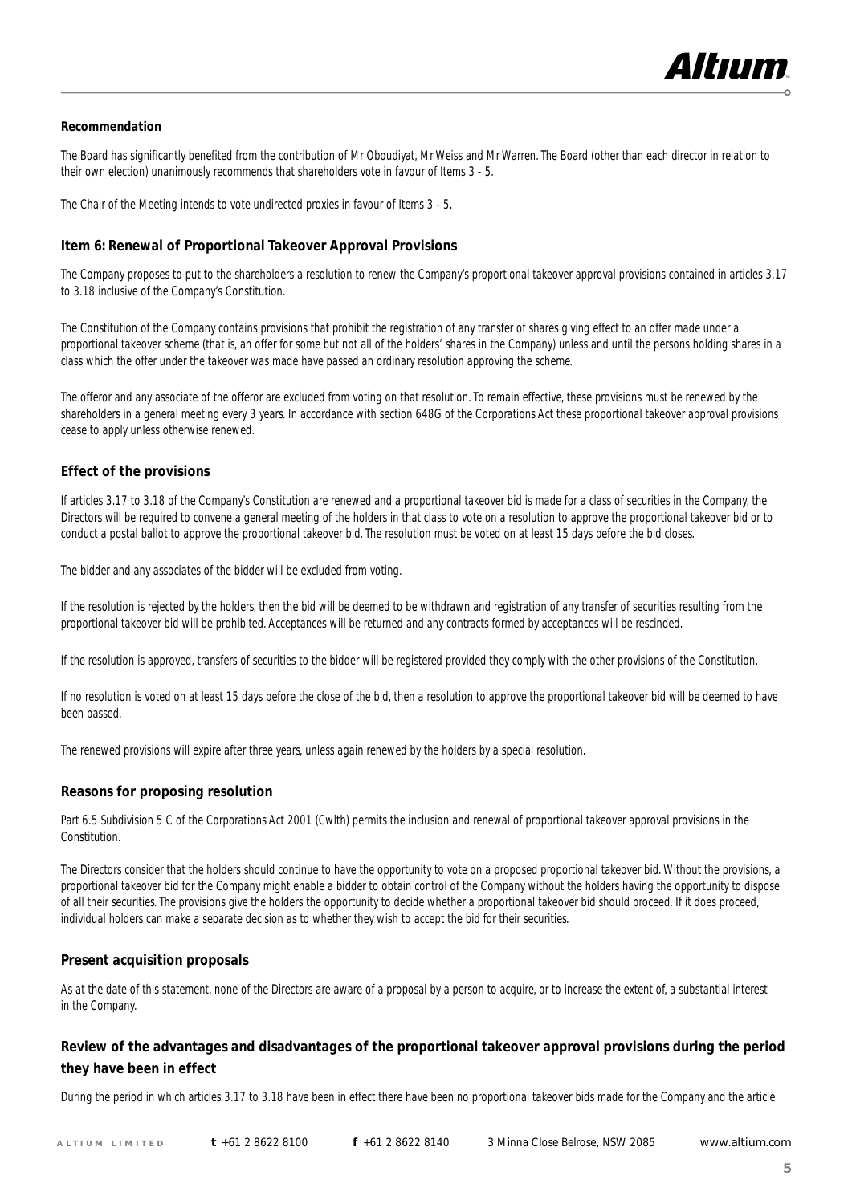**Recommendation**

The Board has significantly benefited from the contribution of Mr Oboudiyat, Mr Weiss and Mr Warren. The Board (other than each director in relation to their own election) unanimously recommends that shareholders vote in favour of Items 3 - 5.

The Chair of the Meeting intends to vote undirected proxies in favour of Items 3 - 5.

## Item 6: Renewal of Proportional Takeover Approval Provisions

The Company proposes to put to the shareholders a resolution to renew the Company's proportional takeover approval provisions contained in articles 3.17 to 3.18 inclusive of the Company's Constitution.

The Constitution of the Company contains provisions that prohibit the registration of any transfer of shares giving effect to an offer made under a proportional takeover scheme (that is, an offer for some but not all of the holders' shares in the Company) unless and until the persons holding shares in a class which the offer under the takeover was made have passed an ordinary resolution approving the scheme.

The offeror and any associate of the offeror are excluded from voting on that resolution. To remain effective, these provisions must be renewed by the shareholders in a general meeting every 3 years. In accordance with section 648G of the Corporations Act these proportional takeover approval provisions cease to apply unless otherwise renewed.

### Effect of the provisions

If articles 3.17 to 3.18 of the Company's Constitution are renewed and a proportional takeover bid is made for a class of securities in the Company, the Directors will be required to convene a general meeting of the holders in that class to vote on a resolution to approve the proportional takeover bid or to conduct a postal ballot to approve the proportional takeover bid. The resolution must be voted on at least 15 days before the bid closes.

The bidder and any associates of the bidder will be excluded from voting.

If the resolution is rejected by the holders, then the bid will be deemed to be withdrawn and registration of any transfer of securities resulting from the proportional takeover bid will be prohibited. Acceptances will be returned and any contracts formed by acceptances will be rescinded.

If the resolution is approved, transfers of securities to the bidder will be registered provided they comply with the other provisions of the Constitution.

If no resolution is voted on at least 15 days before the close of the bid, then a resolution to approve the proportional takeover bid will be deemed to have been passed.

The renewed provisions will expire after three years, unless again renewed by the holders by a special resolution.

### Reasons for proposing resolution

Part 6.5 Subdivision 5 C of the Corporations Act 2001 (Cwlth) permits the inclusion and renewal of proportional takeover approval provisions in the Constitution.

The Directors consider that the holders should continue to have the opportunity to vote on a proposed proportional takeover bid. Without the provisions, a proportional takeover bid for the Company might enable a bidder to obtain control of the Company without the holders having the opportunity to dispose of all their securities. The provisions give the holders the opportunity to decide whether a proportional takeover bid should proceed. If it does proceed, individual holders can make a separate decision as to whether they wish to accept the bid for their securities.

### Present acquisition proposals

As at the date of this statement, none of the Directors are aware of a proposal by a person to acquire, or to increase the extent of, a substantial interest in the Company.

### Review of the advantages and disadvantages of the proportional takeover approval provisions during the period they have been in effect

During the period in which articles 3.17 to 3.18 have been in effect there have been no proportional takeover bids made for the Company and the article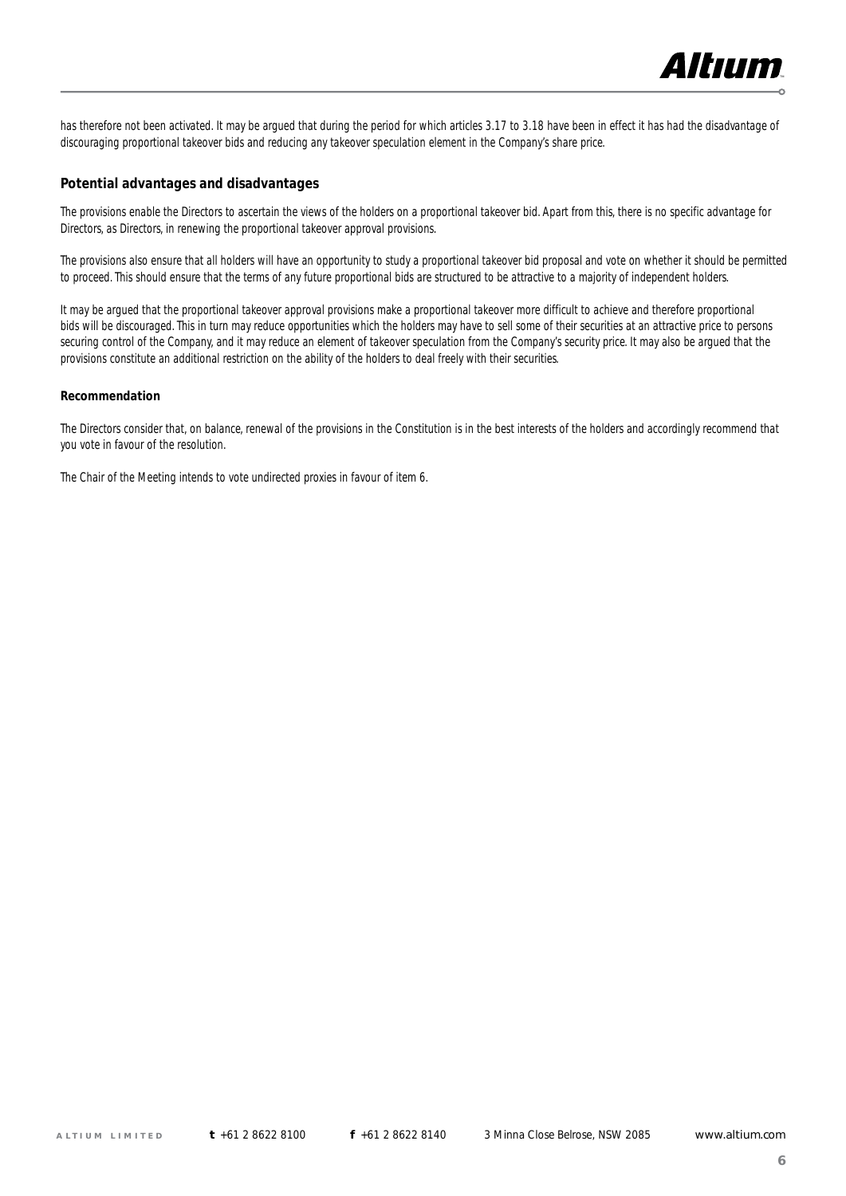has therefore not been activated. It may be argued that during the period for which articles 3.17 to 3.18 have been in effect it has had the disadvantage of discouraging proportional takeover bids and reducing any takeover speculation element in the Company's share price.

## Potential advantages and disadvantages

The provisions enable the Directors to ascertain the views of the holders on a proportional takeover bid. Apart from this, there is no specific advantage for Directors, as Directors, in renewing the proportional takeover approval provisions.

The provisions also ensure that all holders will have an opportunity to study a proportional takeover bid proposal and vote on whether it should be permitted to proceed. This should ensure that the terms of any future proportional bids are structured to be attractive to a majority of independent holders.

It may be argued that the proportional takeover approval provisions make a proportional takeover more difficult to achieve and therefore proportional bids will be discouraged. This in turn may reduce opportunities which the holders may have to sell some of their securities at an attractive price to persons securing control of the Company, and it may reduce an element of takeover speculation from the Company's security price. It may also be argued that the provisions constitute an additional restriction on the ability of the holders to deal freely with their securities.

### Recommendation

The Directors consider that, on balance, renewal of the provisions in the Constitution is in the best interests of the holders and accordingly recommend that you vote in favour of the resolution.

The Chair of the Meeting intends to vote undirected proxies in favour of item 6.